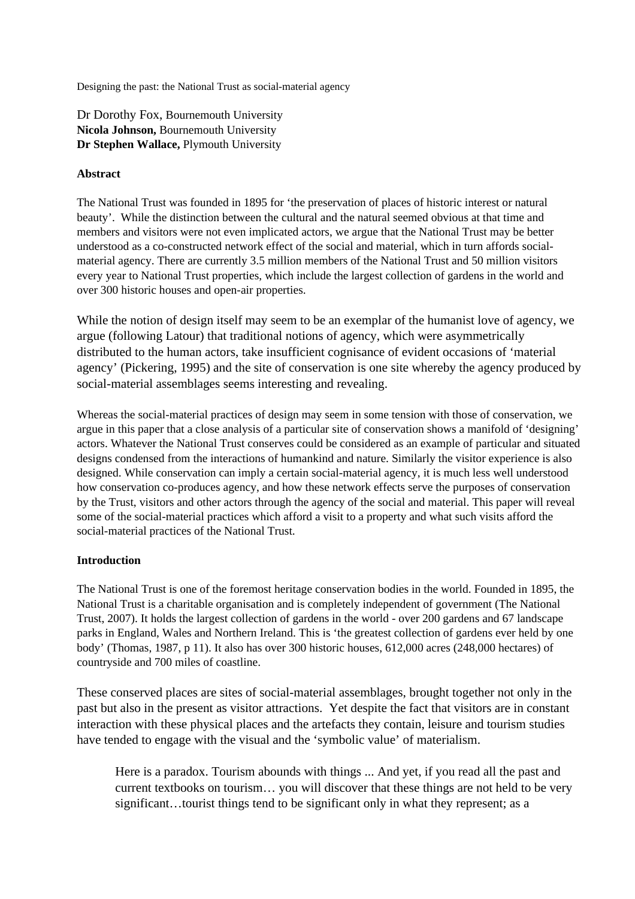Designing the past: the National Trust as social-material agency

Dr Dorothy Fox, Bournemouth University
**Nicola Johnson,** Bournemouth University
**Dr Stephen Wallace,** Plymouth University

**Abstract**

The National Trust was founded in 1895 for 'the preservation of places of historic interest or natural beauty'. While the distinction between the cultural and the natural seemed obvious at that time and members and visitors were not even implicated actors, we argue that the National Trust may be better understood as a co-constructed network effect of the social and material, which in turn affords social-material agency. There are currently 3.5 million members of the National Trust and 50 million visitors every year to National Trust properties, which include the largest collection of gardens in the world and over 300 historic houses and open-air properties.

While the notion of design itself may seem to be an exemplar of the humanist love of agency, we argue (following Latour) that traditional notions of agency, which were asymmetrically distributed to the human actors, take insufficient cognisance of evident occasions of 'material agency' (Pickering, 1995) and the site of conservation is one site whereby the agency produced by social-material assemblages seems interesting and revealing.

Whereas the social-material practices of design may seem in some tension with those of conservation, we argue in this paper that a close analysis of a particular site of conservation shows a manifold of 'designing' actors. Whatever the National Trust conserves could be considered as an example of particular and situated designs condensed from the interactions of humankind and nature. Similarly the visitor experience is also designed. While conservation can imply a certain social-material agency, it is much less well understood how conservation co-produces agency, and how these network effects serve the purposes of conservation by the Trust, visitors and other actors through the agency of the social and material. This paper will reveal some of the social-material practices which afford a visit to a property and what such visits afford the social-material practices of the National Trust.

**Introduction**

The National Trust is one of the foremost heritage conservation bodies in the world. Founded in 1895, the National Trust is a charitable organisation and is completely independent of government (The National Trust, 2007). It holds the largest collection of gardens in the world - over 200 gardens and 67 landscape parks in England, Wales and Northern Ireland. This is 'the greatest collection of gardens ever held by one body' (Thomas, 1987, p 11). It also has over 300 historic houses, 612,000 acres (248,000 hectares) of countryside and 700 miles of coastline.

These conserved places are sites of social-material assemblages, brought together not only in the past but also in the present as visitor attractions. Yet despite the fact that visitors are in constant interaction with these physical places and the artefacts they contain, leisure and tourism studies have tended to engage with the visual and the 'symbolic value' of materialism.

> Here is a paradox. Tourism abounds with things ... And yet, if you read all the past and current textbooks on tourism… you will discover that these things are not held to be very significant…tourist things tend to be significant only in what they represent; as a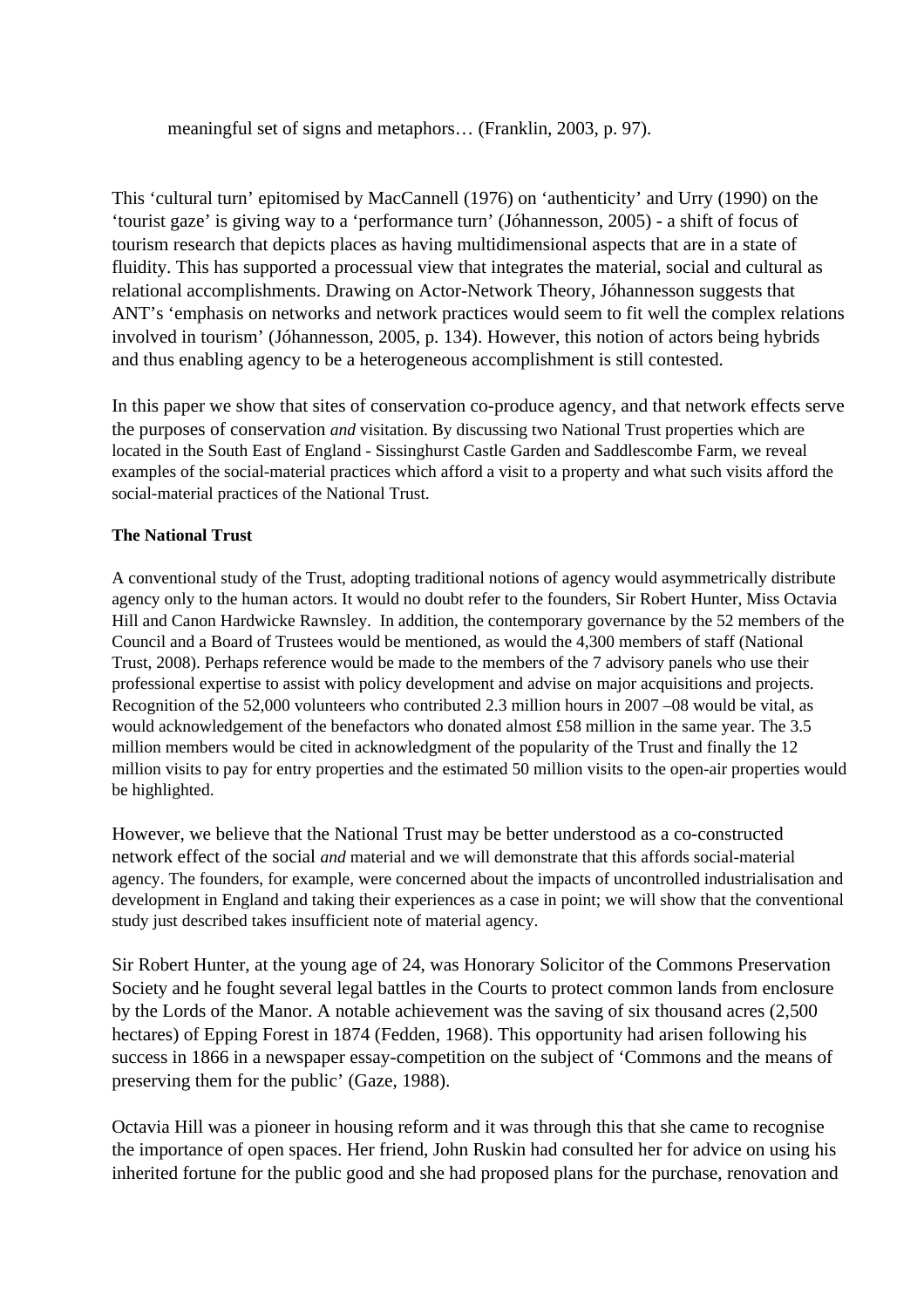meaningful set of signs and metaphors… (Franklin, 2003, p. 97).

This 'cultural turn' epitomised by MacCannell (1976) on 'authenticity' and Urry (1990) on the 'tourist gaze' is giving way to a 'performance turn' (Jóhannesson, 2005) - a shift of focus of tourism research that depicts places as having multidimensional aspects that are in a state of fluidity. This has supported a processual view that integrates the material, social and cultural as relational accomplishments. Drawing on Actor-Network Theory, Jóhannesson suggests that ANT's 'emphasis on networks and network practices would seem to fit well the complex relations involved in tourism' (Jóhannesson, 2005, p. 134). However, this notion of actors being hybrids and thus enabling agency to be a heterogeneous accomplishment is still contested.

In this paper we show that sites of conservation co-produce agency, and that network effects serve the purposes of conservation *and* visitation. By discussing two National Trust properties which are located in the South East of England - Sissinghurst Castle Garden and Saddlescombe Farm, we reveal examples of the social-material practices which afford a visit to a property and what such visits afford the social-material practices of the National Trust.

**The National Trust**

A conventional study of the Trust, adopting traditional notions of agency would asymmetrically distribute agency only to the human actors. It would no doubt refer to the founders, Sir Robert Hunter, Miss Octavia Hill and Canon Hardwicke Rawnsley. In addition, the contemporary governance by the 52 members of the Council and a Board of Trustees would be mentioned, as would the 4,300 members of staff (National Trust, 2008). Perhaps reference would be made to the members of the 7 advisory panels who use their professional expertise to assist with policy development and advise on major acquisitions and projects. Recognition of the 52,000 volunteers who contributed 2.3 million hours in 2007 –08 would be vital, as would acknowledgement of the benefactors who donated almost £58 million in the same year. The 3.5 million members would be cited in acknowledgment of the popularity of the Trust and finally the 12 million visits to pay for entry properties and the estimated 50 million visits to the open-air properties would be highlighted.

However, we believe that the National Trust may be better understood as a co-constructed network effect of the social *and* material and we will demonstrate that this affords social-material agency. The founders, for example, were concerned about the impacts of uncontrolled industrialisation and development in England and taking their experiences as a case in point; we will show that the conventional study just described takes insufficient note of material agency.

Sir Robert Hunter, at the young age of 24, was Honorary Solicitor of the Commons Preservation Society and he fought several legal battles in the Courts to protect common lands from enclosure by the Lords of the Manor. A notable achievement was the saving of six thousand acres (2,500 hectares) of Epping Forest in 1874 (Fedden, 1968). This opportunity had arisen following his success in 1866 in a newspaper essay-competition on the subject of 'Commons and the means of preserving them for the public' (Gaze, 1988).

Octavia Hill was a pioneer in housing reform and it was through this that she came to recognise the importance of open spaces. Her friend, John Ruskin had consulted her for advice on using his inherited fortune for the public good and she had proposed plans for the purchase, renovation and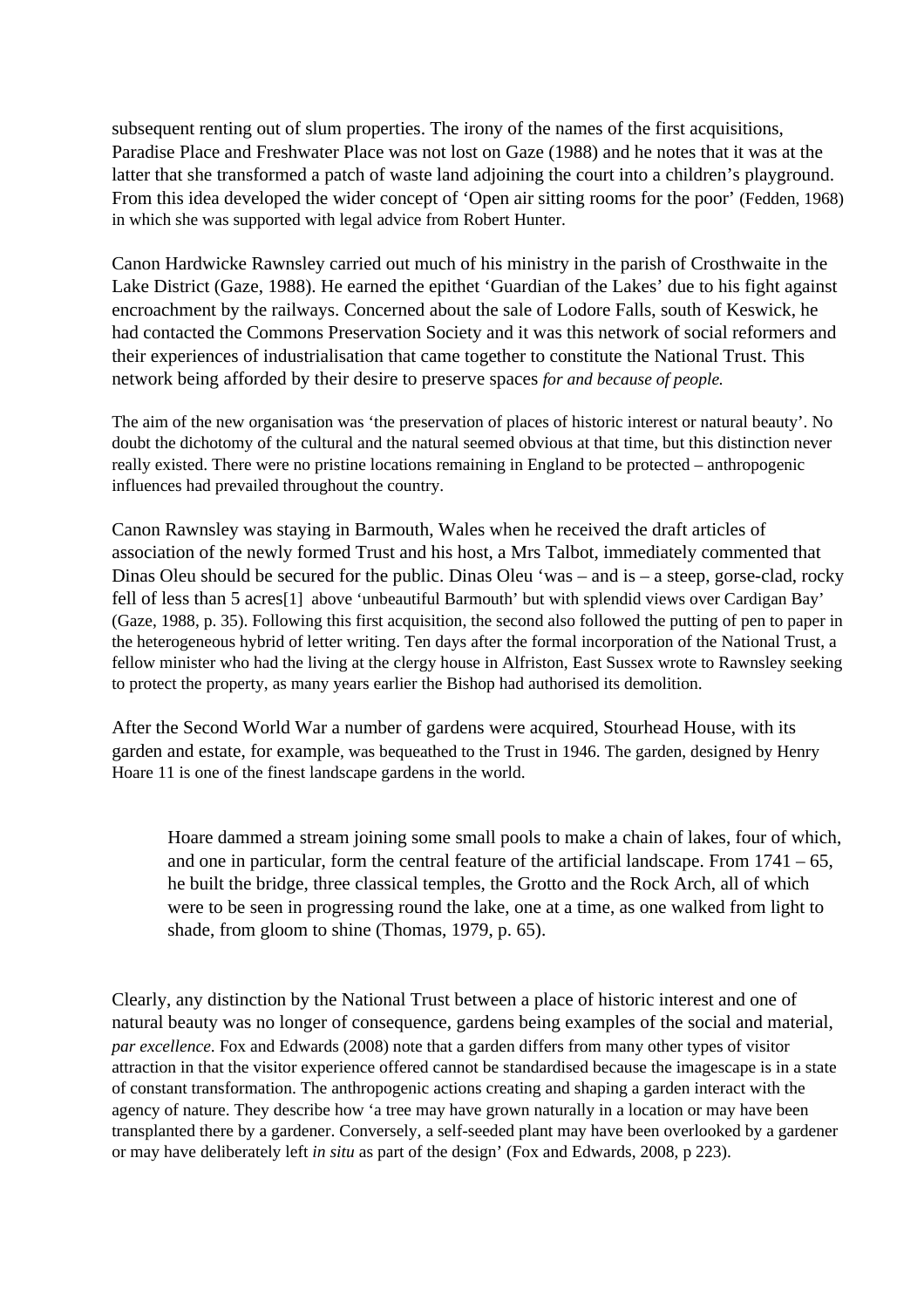subsequent renting out of slum properties. The irony of the names of the first acquisitions, Paradise Place and Freshwater Place was not lost on Gaze (1988) and he notes that it was at the latter that she transformed a patch of waste land adjoining the court into a children's playground. From this idea developed the wider concept of 'Open air sitting rooms for the poor' (Fedden, 1968) in which she was supported with legal advice from Robert Hunter.

Canon Hardwicke Rawnsley carried out much of his ministry in the parish of Crosthwaite in the Lake District (Gaze, 1988). He earned the epithet 'Guardian of the Lakes' due to his fight against encroachment by the railways. Concerned about the sale of Lodore Falls, south of Keswick, he had contacted the Commons Preservation Society and it was this network of social reformers and their experiences of industrialisation that came together to constitute the National Trust. This network being afforded by their desire to preserve spaces *for and because of people.*

The aim of the new organisation was 'the preservation of places of historic interest or natural beauty'. No doubt the dichotomy of the cultural and the natural seemed obvious at that time, but this distinction never really existed. There were no pristine locations remaining in England to be protected – anthropogenic influences had prevailed throughout the country.

Canon Rawnsley was staying in Barmouth, Wales when he received the draft articles of association of the newly formed Trust and his host, a Mrs Talbot, immediately commented that Dinas Oleu should be secured for the public. Dinas Oleu 'was – and is – a steep, gorse-clad, rocky fell of less than 5 acres[1] above 'unbeautiful Barmouth' but with splendid views over Cardigan Bay' (Gaze, 1988, p. 35). Following this first acquisition, the second also followed the putting of pen to paper in the heterogeneous hybrid of letter writing. Ten days after the formal incorporation of the National Trust, a fellow minister who had the living at the clergy house in Alfriston, East Sussex wrote to Rawnsley seeking to protect the property, as many years earlier the Bishop had authorised its demolition.

After the Second World War a number of gardens were acquired, Stourhead House, with its garden and estate, for example, was bequeathed to the Trust in 1946. The garden, designed by Henry Hoare 11 is one of the finest landscape gardens in the world.

> Hoare dammed a stream joining some small pools to make a chain of lakes, four of which, and one in particular, form the central feature of the artificial landscape. From 1741 – 65, he built the bridge, three classical temples, the Grotto and the Rock Arch, all of which were to be seen in progressing round the lake, one at a time, as one walked from light to shade, from gloom to shine (Thomas, 1979, p. 65).

Clearly, any distinction by the National Trust between a place of historic interest and one of natural beauty was no longer of consequence, gardens being examples of the social and material, *par excellence*. Fox and Edwards (2008) note that a garden differs from many other types of visitor attraction in that the visitor experience offered cannot be standardised because the imagescape is in a state of constant transformation. The anthropogenic actions creating and shaping a garden interact with the agency of nature. They describe how 'a tree may have grown naturally in a location or may have been transplanted there by a gardener. Conversely, a self-seeded plant may have been overlooked by a gardener or may have deliberately left *in situ* as part of the design' (Fox and Edwards, 2008, p 223).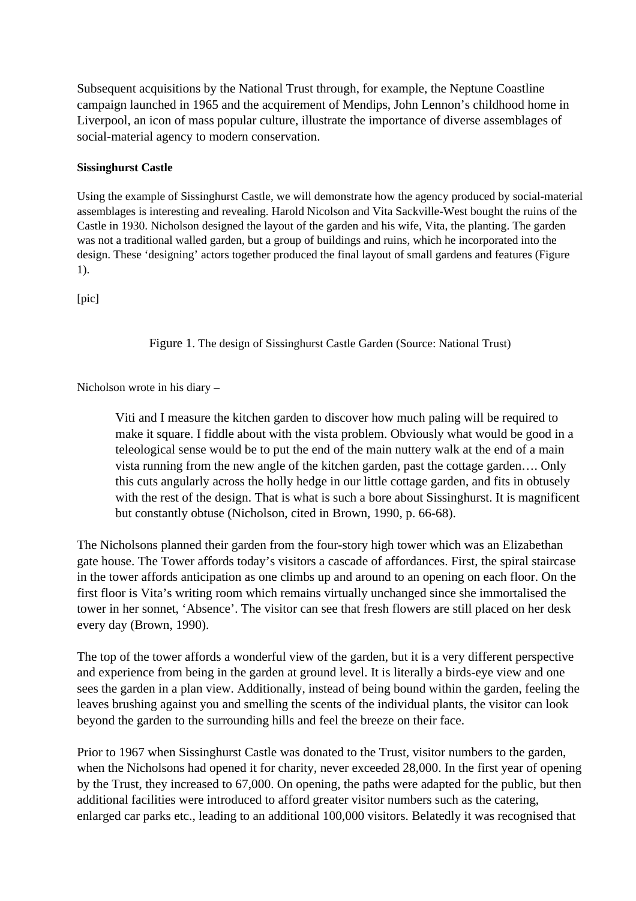Subsequent acquisitions by the National Trust through, for example, the Neptune Coastline campaign launched in 1965 and the acquirement of Mendips, John Lennon's childhood home in Liverpool, an icon of mass popular culture, illustrate the importance of diverse assemblages of social-material agency to modern conservation.

**Sissinghurst Castle**

Using the example of Sissinghurst Castle, we will demonstrate how the agency produced by social-material assemblages is interesting and revealing. Harold Nicolson and Vita Sackville-West bought the ruins of the Castle in 1930. Nicholson designed the layout of the garden and his wife, Vita, the planting. The garden was not a traditional walled garden, but a group of buildings and ruins, which he incorporated into the design. These 'designing' actors together produced the final layout of small gardens and features (Figure 1).

[pic]

Figure 1. The design of Sissinghurst Castle Garden (Source: National Trust)

Nicholson wrote in his diary –

> Viti and I measure the kitchen garden to discover how much paling will be required to make it square. I fiddle about with the vista problem. Obviously what would be good in a teleological sense would be to put the end of the main nuttery walk at the end of a main vista running from the new angle of the kitchen garden, past the cottage garden…. Only this cuts angularly across the holly hedge in our little cottage garden, and fits in obtusely with the rest of the design. That is what is such a bore about Sissinghurst. It is magnificent but constantly obtuse (Nicholson, cited in Brown, 1990, p. 66-68).

The Nicholsons planned their garden from the four-story high tower which was an Elizabethan gate house. The Tower affords today's visitors a cascade of affordances. First, the spiral staircase in the tower affords anticipation as one climbs up and around to an opening on each floor. On the first floor is Vita's writing room which remains virtually unchanged since she immortalised the tower in her sonnet, 'Absence'. The visitor can see that fresh flowers are still placed on her desk every day (Brown, 1990).

The top of the tower affords a wonderful view of the garden, but it is a very different perspective and experience from being in the garden at ground level. It is literally a birds-eye view and one sees the garden in a plan view. Additionally, instead of being bound within the garden, feeling the leaves brushing against you and smelling the scents of the individual plants, the visitor can look beyond the garden to the surrounding hills and feel the breeze on their face.

Prior to 1967 when Sissinghurst Castle was donated to the Trust, visitor numbers to the garden, when the Nicholsons had opened it for charity, never exceeded 28,000. In the first year of opening by the Trust, they increased to 67,000. On opening, the paths were adapted for the public, but then additional facilities were introduced to afford greater visitor numbers such as the catering, enlarged car parks etc., leading to an additional 100,000 visitors. Belatedly it was recognised that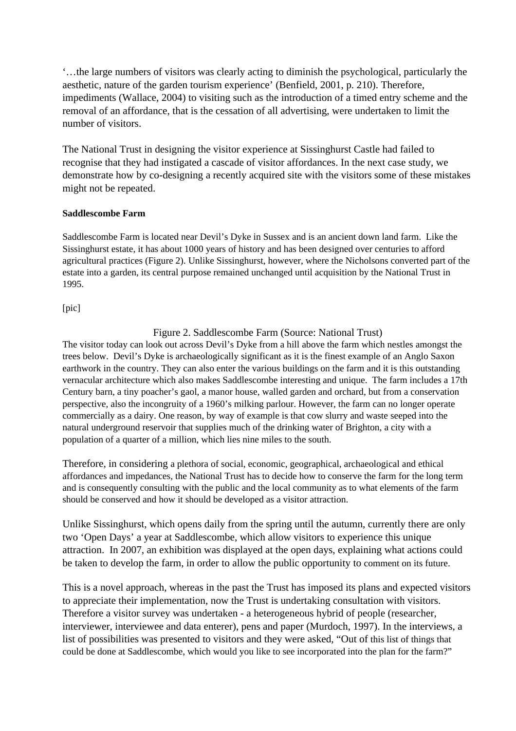'…the large numbers of visitors was clearly acting to diminish the psychological, particularly the aesthetic, nature of the garden tourism experience' (Benfield, 2001, p. 210). Therefore, impediments (Wallace, 2004) to visiting such as the introduction of a timed entry scheme and the removal of an affordance, that is the cessation of all advertising, were undertaken to limit the number of visitors.

The National Trust in designing the visitor experience at Sissinghurst Castle had failed to recognise that they had instigated a cascade of visitor affordances. In the next case study, we demonstrate how by co-designing a recently acquired site with the visitors some of these mistakes might not be repeated.

**Saddlescombe Farm**

Saddlescombe Farm is located near Devil's Dyke in Sussex and is an ancient down land farm. Like the Sissinghurst estate, it has about 1000 years of history and has been designed over centuries to afford agricultural practices (Figure 2). Unlike Sissinghurst, however, where the Nicholsons converted part of the estate into a garden, its central purpose remained unchanged until acquisition by the National Trust in 1995.

[pic]

Figure 2. Saddlescombe Farm (Source: National Trust)

The visitor today can look out across Devil's Dyke from a hill above the farm which nestles amongst the trees below. Devil's Dyke is archaeologically significant as it is the finest example of an Anglo Saxon earthwork in the country. They can also enter the various buildings on the farm and it is this outstanding vernacular architecture which also makes Saddlescombe interesting and unique. The farm includes a 17th Century barn, a tiny poacher's gaol, a manor house, walled garden and orchard, but from a conservation perspective, also the incongruity of a 1960's milking parlour. However, the farm can no longer operate commercially as a dairy. One reason, by way of example is that cow slurry and waste seeped into the natural underground reservoir that supplies much of the drinking water of Brighton, a city with a population of a quarter of a million, which lies nine miles to the south.

Therefore, in considering a plethora of social, economic, geographical, archaeological and ethical affordances and impedances, the National Trust has to decide how to conserve the farm for the long term and is consequently consulting with the public and the local community as to what elements of the farm should be conserved and how it should be developed as a visitor attraction.

Unlike Sissinghurst, which opens daily from the spring until the autumn, currently there are only two 'Open Days' a year at Saddlescombe, which allow visitors to experience this unique attraction. In 2007, an exhibition was displayed at the open days, explaining what actions could be taken to develop the farm, in order to allow the public opportunity to comment on its future.

This is a novel approach, whereas in the past the Trust has imposed its plans and expected visitors to appreciate their implementation, now the Trust is undertaking consultation with visitors. Therefore a visitor survey was undertaken - a heterogeneous hybrid of people (researcher, interviewer, interviewee and data enterer), pens and paper (Murdoch, 1997). In the interviews, a list of possibilities was presented to visitors and they were asked, "Out of this list of things that could be done at Saddlescombe, which would you like to see incorporated into the plan for the farm?"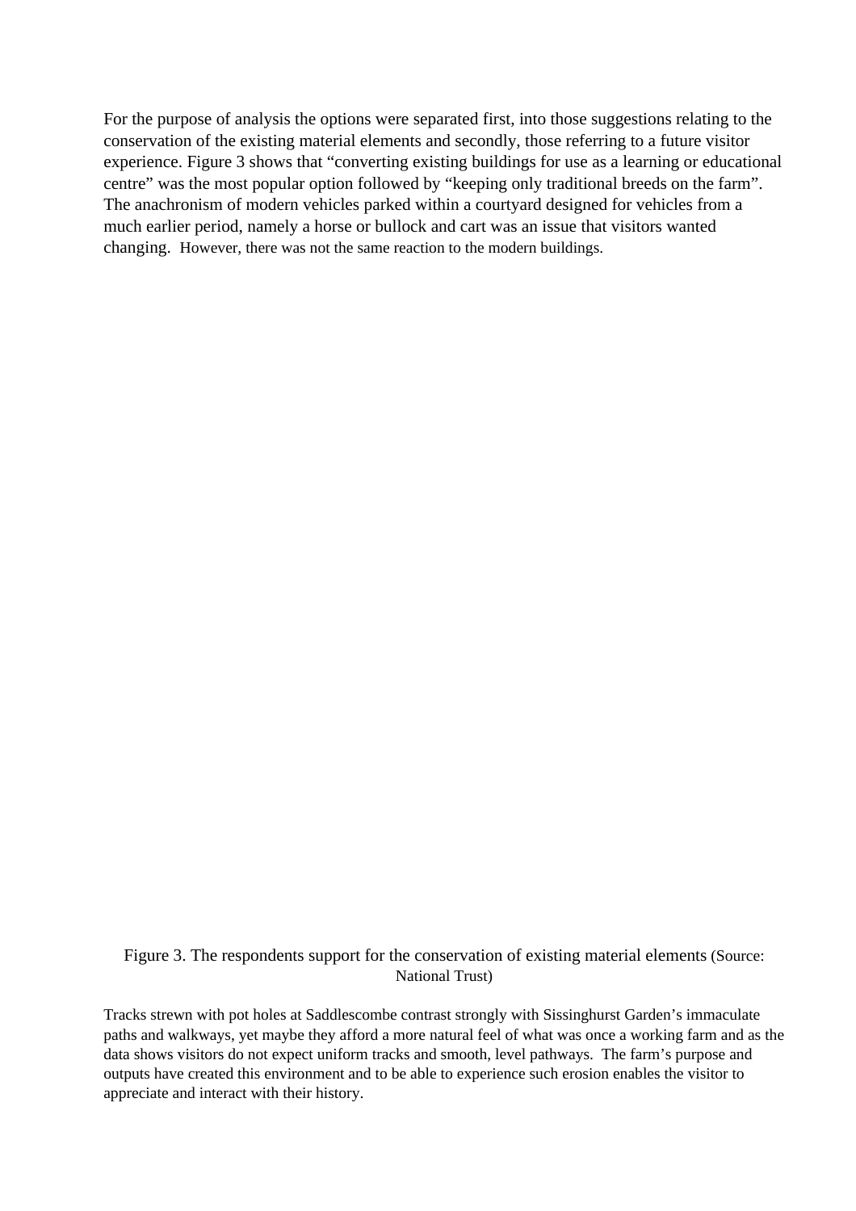For the purpose of analysis the options were separated first, into those suggestions relating to the conservation of the existing material elements and secondly, those referring to a future visitor experience. Figure 3 shows that "converting existing buildings for use as a learning or educational centre" was the most popular option followed by "keeping only traditional breeds on the farm". The anachronism of modern vehicles parked within a courtyard designed for vehicles from a much earlier period, namely a horse or bullock and cart was an issue that visitors wanted changing. However, there was not the same reaction to the modern buildings.

Figure 3. The respondents support for the conservation of existing material elements (Source: National Trust)

Tracks strewn with pot holes at Saddlescombe contrast strongly with Sissinghurst Garden's immaculate paths and walkways, yet maybe they afford a more natural feel of what was once a working farm and as the data shows visitors do not expect uniform tracks and smooth, level pathways. The farm's purpose and outputs have created this environment and to be able to experience such erosion enables the visitor to appreciate and interact with their history.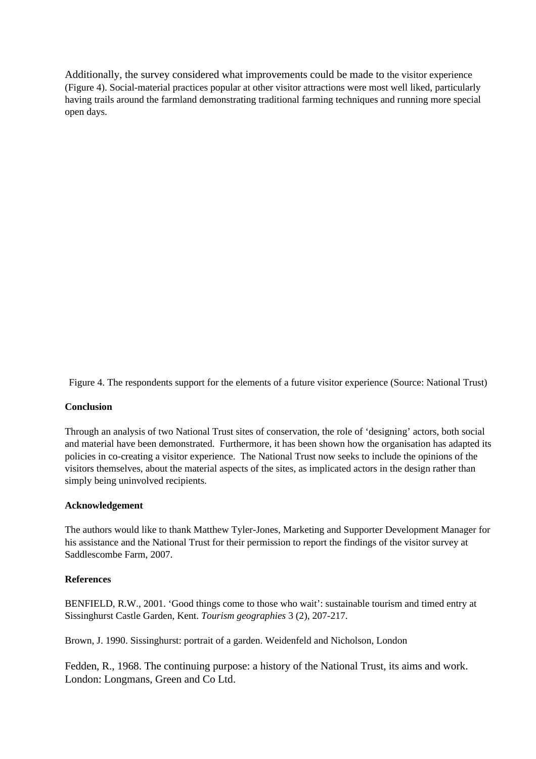Additionally, the survey considered what improvements could be made to the visitor experience (Figure 4). Social-material practices popular at other visitor attractions were most well liked, particularly having trails around the farmland demonstrating traditional farming techniques and running more special open days.

Figure 4. The respondents support for the elements of a future visitor experience (Source: National Trust)

**Conclusion**

Through an analysis of two National Trust sites of conservation, the role of 'designing' actors, both social and material have been demonstrated. Furthermore, it has been shown how the organisation has adapted its policies in co-creating a visitor experience. The National Trust now seeks to include the opinions of the visitors themselves, about the material aspects of the sites, as implicated actors in the design rather than simply being uninvolved recipients.

**Acknowledgement**

The authors would like to thank Matthew Tyler-Jones, Marketing and Supporter Development Manager for his assistance and the National Trust for their permission to report the findings of the visitor survey at Saddlescombe Farm, 2007.

**References**

BENFIELD, R.W., 2001. 'Good things come to those who wait': sustainable tourism and timed entry at Sissinghurst Castle Garden, Kent. *Tourism geographies* 3 (2), 207-217.

Brown, J. 1990. Sissinghurst: portrait of a garden. Weidenfeld and Nicholson, London

Fedden, R., 1968. The continuing purpose: a history of the National Trust, its aims and work. London: Longmans, Green and Co Ltd.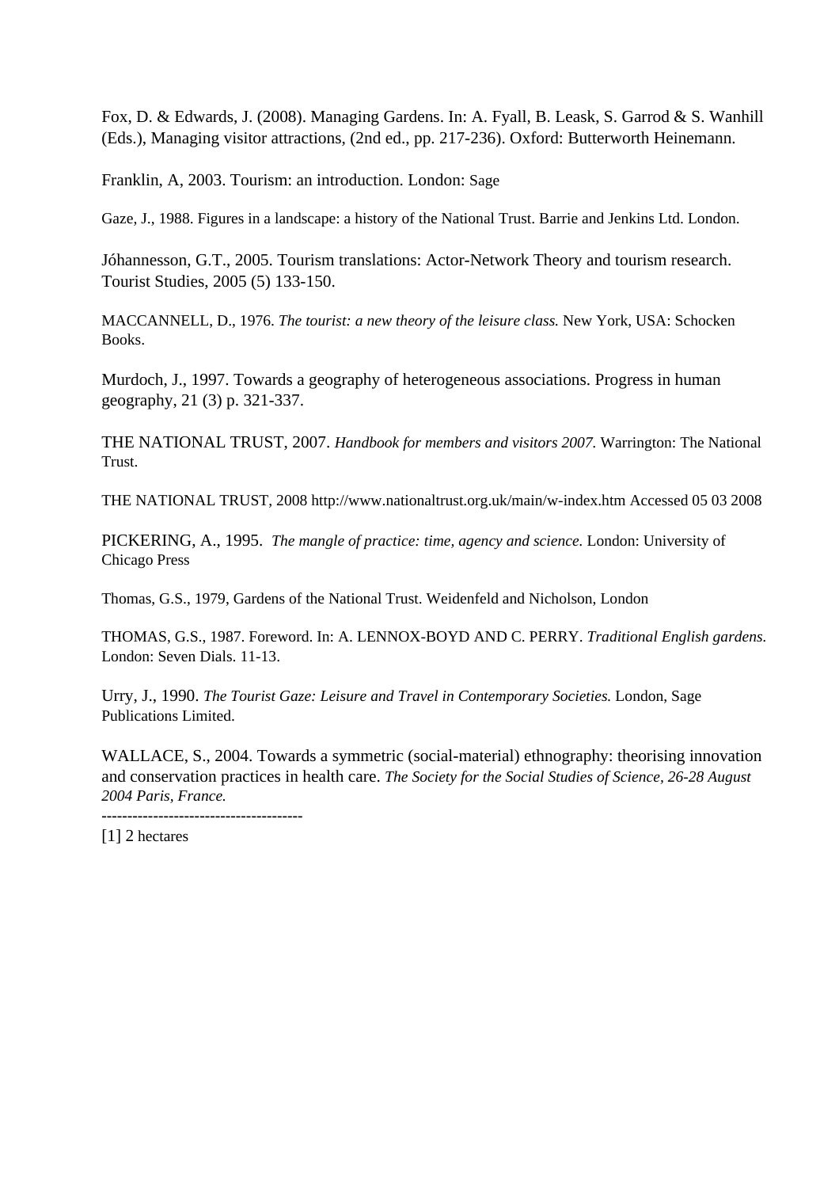Fox, D. & Edwards, J. (2008). Managing Gardens. In: A. Fyall, B. Leask, S. Garrod & S. Wanhill (Eds.), Managing visitor attractions, (2nd ed., pp. 217-236). Oxford: Butterworth Heinemann.

Franklin, A, 2003. Tourism: an introduction. London: Sage

Gaze, J., 1988. Figures in a landscape: a history of the National Trust. Barrie and Jenkins Ltd. London.

Jóhannesson, G.T., 2005. Tourism translations: Actor-Network Theory and tourism research. Tourist Studies, 2005 (5) 133-150.

MACCANNELL, D., 1976. *The tourist: a new theory of the leisure class.* New York, USA: Schocken Books.

Murdoch, J., 1997. Towards a geography of heterogeneous associations. Progress in human geography, 21 (3) p. 321-337.

THE NATIONAL TRUST, 2007. *Handbook for members and visitors 2007.* Warrington: The National Trust.

THE NATIONAL TRUST, 2008 http://www.nationaltrust.org.uk/main/w-index.htm Accessed 05 03 2008

PICKERING, A., 1995. *The mangle of practice: time, agency and science.* London: University of Chicago Press

Thomas, G.S., 1979, Gardens of the National Trust. Weidenfeld and Nicholson, London

THOMAS, G.S., 1987. Foreword. In: A. LENNOX-BOYD AND C. PERRY. *Traditional English gardens.* London: Seven Dials. 11-13.

Urry, J., 1990. *The Tourist Gaze: Leisure and Travel in Contemporary Societies.* London, Sage Publications Limited.

WALLACE, S., 2004. Towards a symmetric (social-material) ethnography: theorising innovation and conservation practices in health care. *The Society for the Social Studies of Science, 26-28 August 2004 Paris, France.*

---

[1] 2 hectares